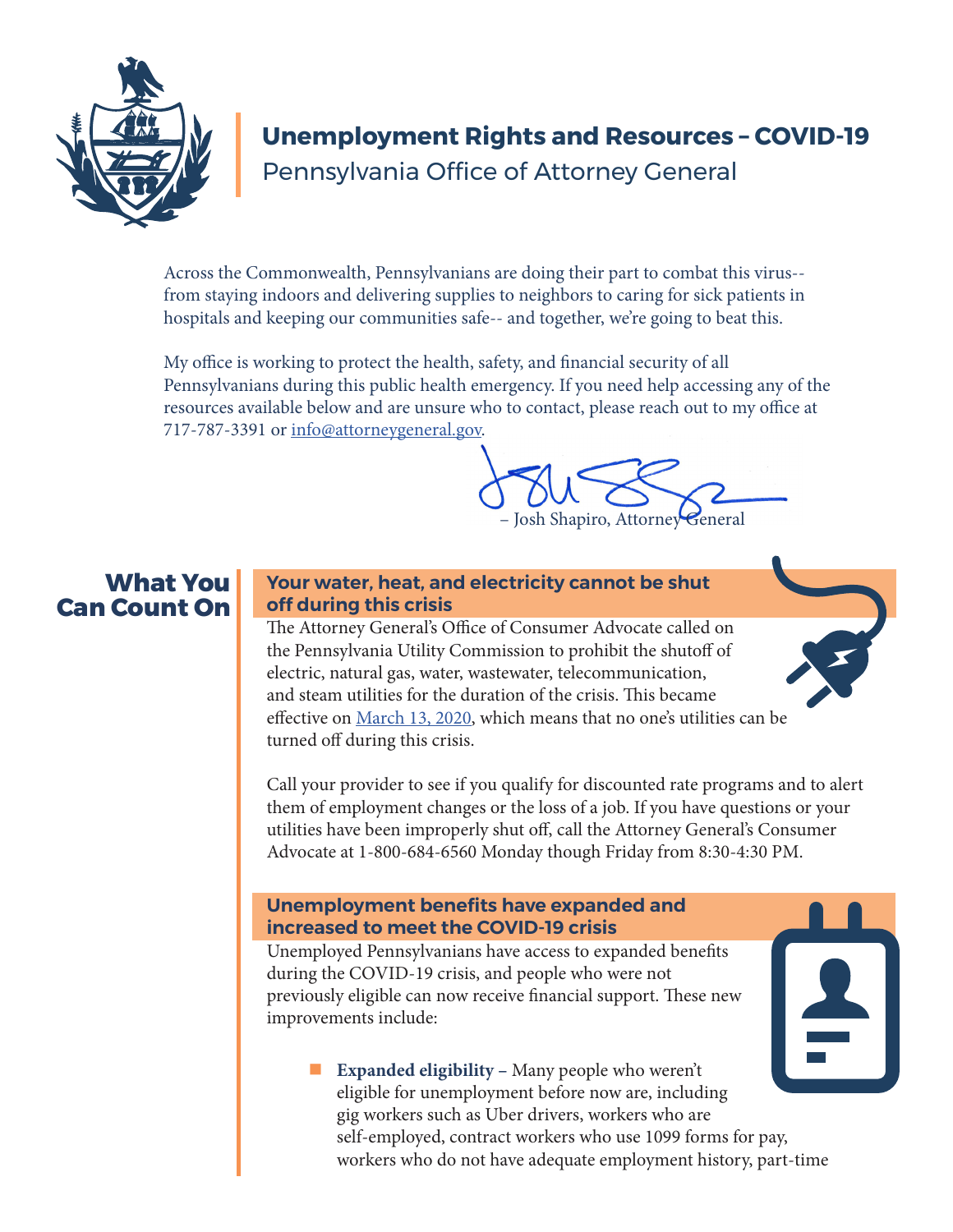# Unemployment Rights and Resources – COVID-19

Pennsylvania Office of Attorney General

Across the Commonwealth, Pennsylvanians are doing their part to combat this virus-- from staying indoors and delivering supplies to neighbors to caring for sick patients in hospitals and keeping our communities safe-- and together, we're going to beat this.

My office is working to protect the health, safety, and financial security of all Pennsylvanians during this public health emergency. If you need help accessing any of the resources available below and are unsure who to contact, please reach out to my office at 717-787-3391 or info@attorneygeneral.gov.

– Josh Shapiro, Attorney General

## What You Can Count On

### Your water, heat, and electricity cannot be shut off during this crisis

The Attorney General's Office of Consumer Advocate called on the Pennsylvania Utility Commission to prohibit the shutoff of electric, natural gas, water, wastewater, telecommunication, and steam utilities for the duration of the crisis. This became effective on March 13, 2020, which means that no one's utilities can be turned off during this crisis.

Call your provider to see if you qualify for discounted rate programs and to alert them of employment changes or the loss of a job. If you have questions or your utilities have been improperly shut off, call the Attorney General's Consumer Advocate at 1-800-684-6560 Monday though Friday from 8:30-4:30 PM.

### Unemployment benefits have expanded and increased to meet the COVID-19 crisis

Unemployed Pennsylvanians have access to expanded benefits during the COVID-19 crisis, and people who were not previously eligible can now receive financial support. These new improvements include:

- **Expanded eligibility** – Many people who weren't eligible for unemployment before now are, including gig workers such as Uber drivers, workers who are self-employed, contract workers who use 1099 forms for pay, workers who do not have adequate employment history, part-time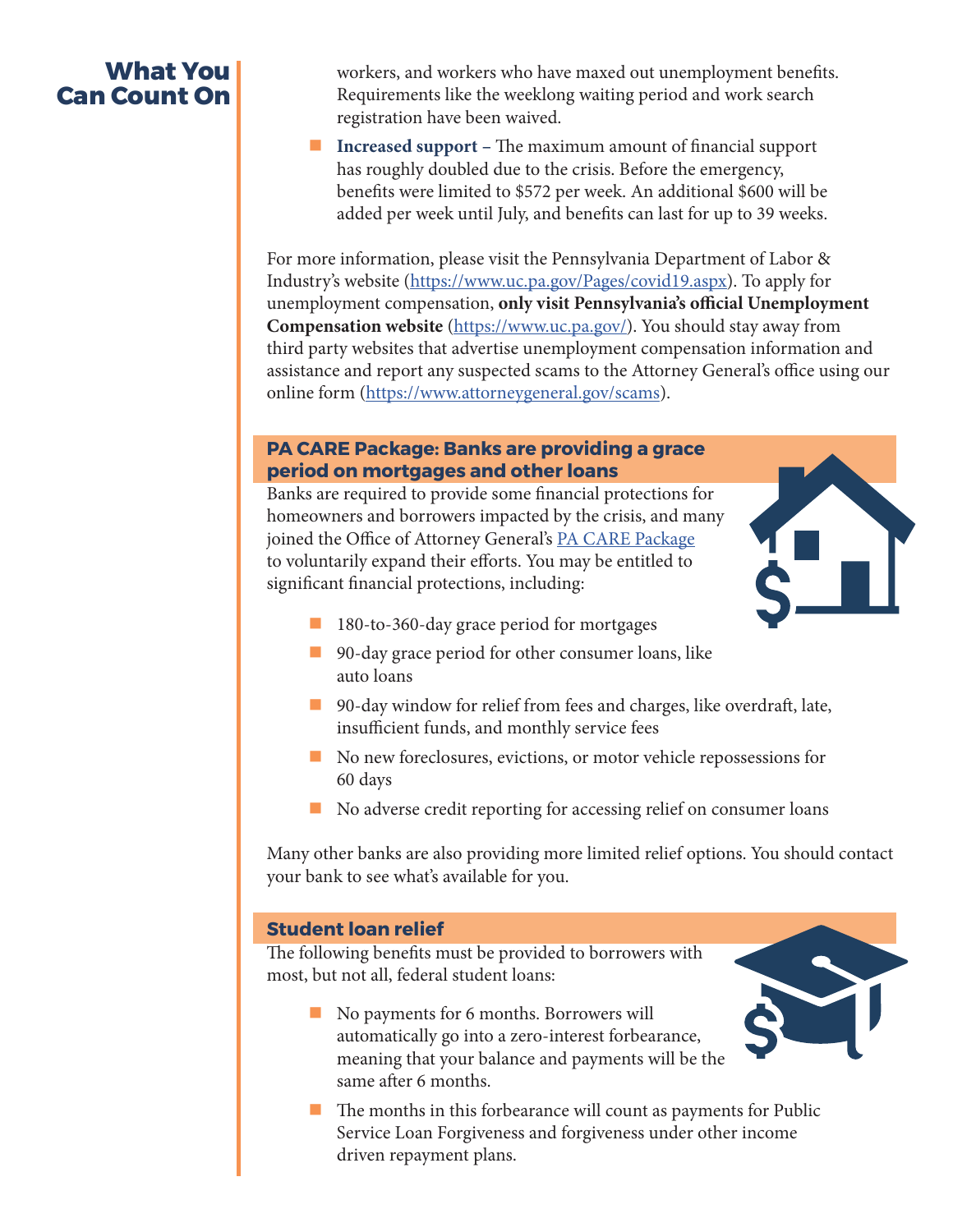## What You Can Count On

workers, and workers who have maxed out unemployment benefits. Requirements like the weeklong waiting period and work search registration have been waived.

- **Increased support** – The maximum amount of financial support has roughly doubled due to the crisis. Before the emergency, benefits were limited to $572 per week. An additional $600 will be added per week until July, and benefits can last for up to 39 weeks.

For more information, please visit the Pennsylvania Department of Labor & Industry's website (https://www.uc.pa.gov/Pages/covid19.aspx). To apply for unemployment compensation, **only visit Pennsylvania's official Unemployment Compensation website** (https://www.uc.pa.gov/). You should stay away from third party websites that advertise unemployment compensation information and assistance and report any suspected scams to the Attorney General's office using our online form (https://www.attorneygeneral.gov/scams).

### PA CARE Package: Banks are providing a grace period on mortgages and other loans

Banks are required to provide some financial protections for homeowners and borrowers impacted by the crisis, and many joined the Office of Attorney General's PA CARE Package to voluntarily expand their efforts. You may be entitled to significant financial protections, including:

- 180-to-360-day grace period for mortgages
- 90-day grace period for other consumer loans, like auto loans
- 90-day window for relief from fees and charges, like overdraft, late, insufficient funds, and monthly service fees
- No new foreclosures, evictions, or motor vehicle repossessions for 60 days
- No adverse credit reporting for accessing relief on consumer loans

Many other banks are also providing more limited relief options. You should contact your bank to see what's available for you.

### Student loan relief

The following benefits must be provided to borrowers with most, but not all, federal student loans:

- No payments for 6 months. Borrowers will automatically go into a zero-interest forbearance, meaning that your balance and payments will be the same after 6 months.
- The months in this forbearance will count as payments for Public Service Loan Forgiveness and forgiveness under other income driven repayment plans.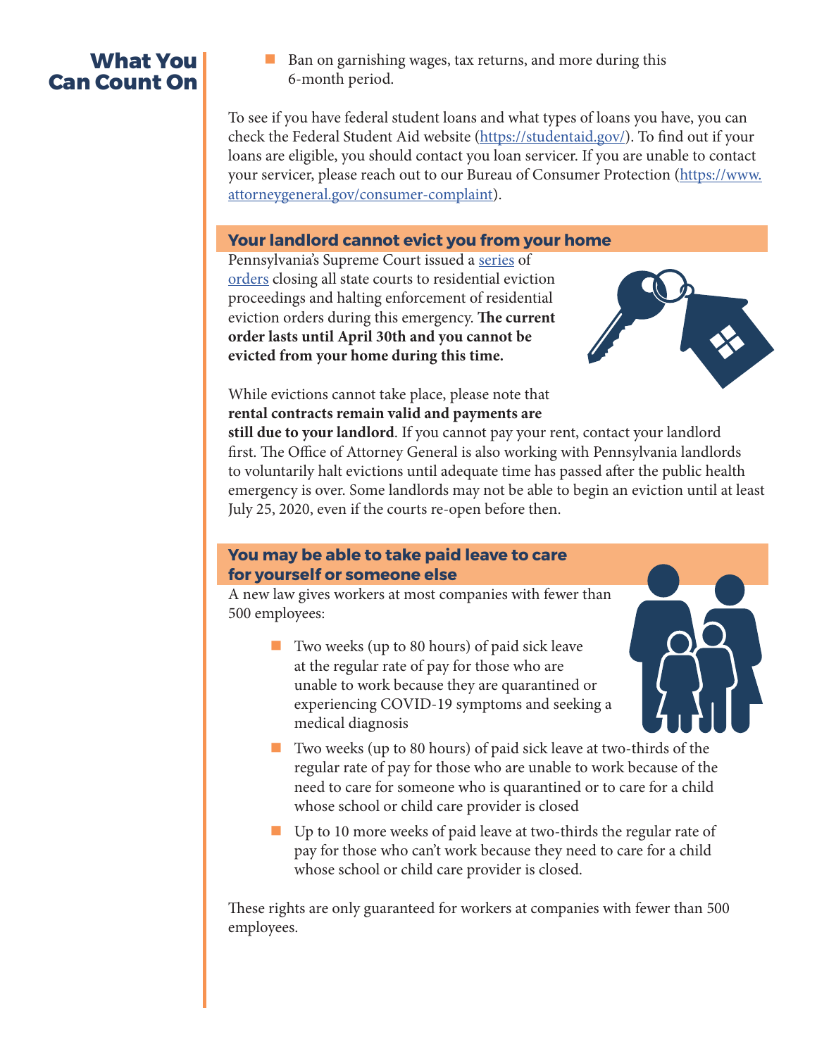## What You Can Count On

- Ban on garnishing wages, tax returns, and more during this 6-month period.

To see if you have federal student loans and what types of loans you have, you can check the Federal Student Aid website (https://studentaid.gov/). To find out if your loans are eligible, you should contact you loan servicer. If you are unable to contact your servicer, please reach out to our Bureau of Consumer Protection (https://www.attorneygeneral.gov/consumer-complaint).

### Your landlord cannot evict you from your home

Pennsylvania's Supreme Court issued a series of orders closing all state courts to residential eviction proceedings and halting enforcement of residential eviction orders during this emergency. **The current order lasts until April 30th and you cannot be evicted from your home during this time.**

While evictions cannot take place, please note that **rental contracts remain valid and payments are still due to your landlord**. If you cannot pay your rent, contact your landlord first. The Office of Attorney General is also working with Pennsylvania landlords to voluntarily halt evictions until adequate time has passed after the public health emergency is over. Some landlords may not be able to begin an eviction until at least July 25, 2020, even if the courts re-open before then.

### You may be able to take paid leave to care for yourself or someone else

A new law gives workers at most companies with fewer than 500 employees:

- Two weeks (up to 80 hours) of paid sick leave at the regular rate of pay for those who are unable to work because they are quarantined or experiencing COVID-19 symptoms and seeking a medical diagnosis
- Two weeks (up to 80 hours) of paid sick leave at two-thirds of the regular rate of pay for those who are unable to work because of the need to care for someone who is quarantined or to care for a child whose school or child care provider is closed
- Up to 10 more weeks of paid leave at two-thirds the regular rate of pay for those who can't work because they need to care for a child whose school or child care provider is closed.

These rights are only guaranteed for workers at companies with fewer than 500 employees.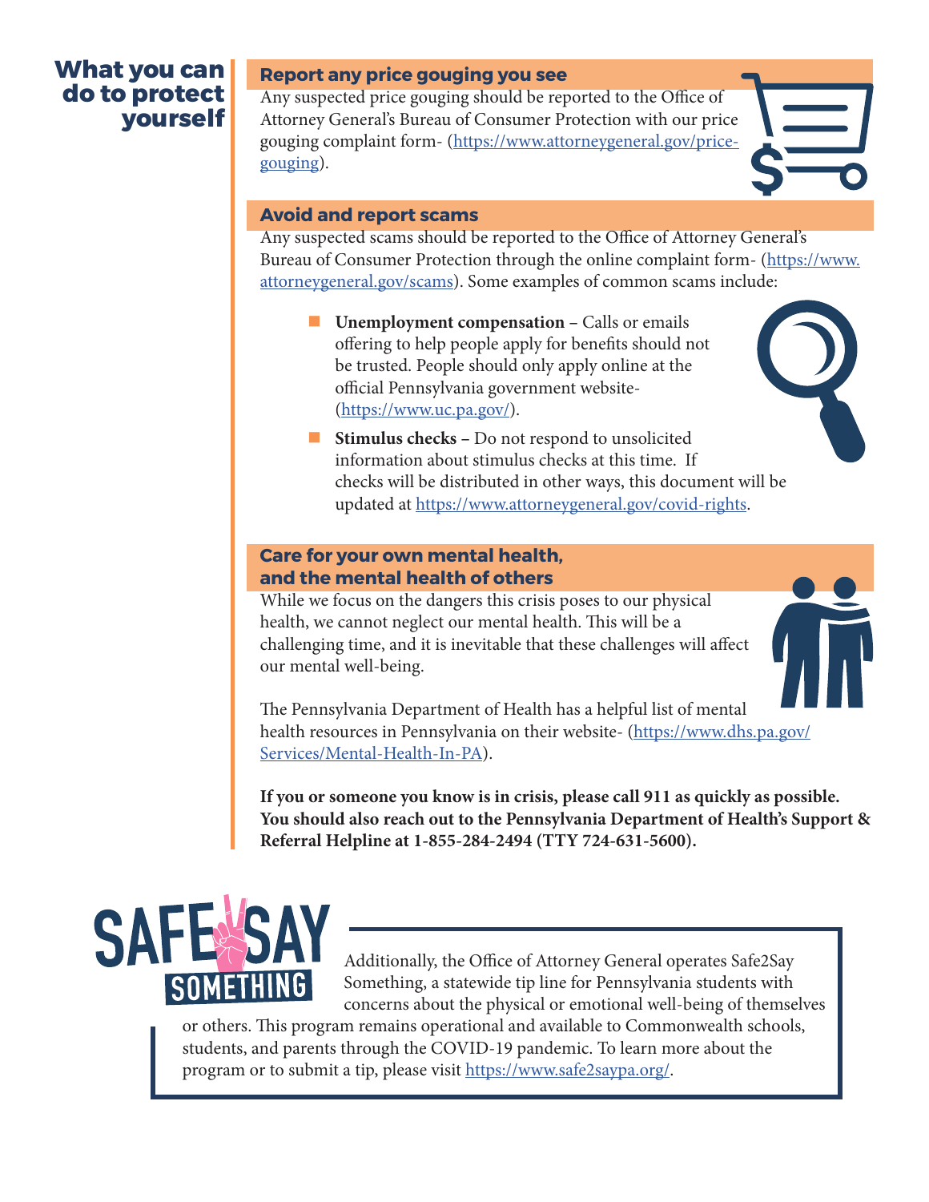## What you can do to protect yourself

### Report any price gouging you see

Any suspected price gouging should be reported to the Office of Attorney General's Bureau of Consumer Protection with our price gouging complaint form- (https://www.attorneygeneral.gov/price-gouging).

### Avoid and report scams

Any suspected scams should be reported to the Office of Attorney General's Bureau of Consumer Protection through the online complaint form- (https://www.attorneygeneral.gov/scams). Some examples of common scams include:

- **Unemployment compensation** – Calls or emails offering to help people apply for benefits should not be trusted. People should only apply online at the official Pennsylvania government website- (https://www.uc.pa.gov/).
- **Stimulus checks** – Do not respond to unsolicited information about stimulus checks at this time. If checks will be distributed in other ways, this document will be updated at https://www.attorneygeneral.gov/covid-rights.

### Care for your own mental health, and the mental health of others

While we focus on the dangers this crisis poses to our physical health, we cannot neglect our mental health. This will be a challenging time, and it is inevitable that these challenges will affect our mental well-being.

The Pennsylvania Department of Health has a helpful list of mental health resources in Pennsylvania on their website- (https://www.dhs.pa.gov/Services/Mental-Health-In-PA).

**If you or someone you know is in crisis, please call 911 as quickly as possible. You should also reach out to the Pennsylvania Department of Health's Support & Referral Helpline at 1-855-284-2494 (TTY 724-631-5600).**

SAFE2SAY SOMETHING

Additionally, the Office of Attorney General operates Safe2Say Something, a statewide tip line for Pennsylvania students with concerns about the physical or emotional well-being of themselves or others. This program remains operational and available to Commonwealth schools, students, and parents through the COVID-19 pandemic. To learn more about the program or to submit a tip, please visit https://www.safe2saypa.org/.